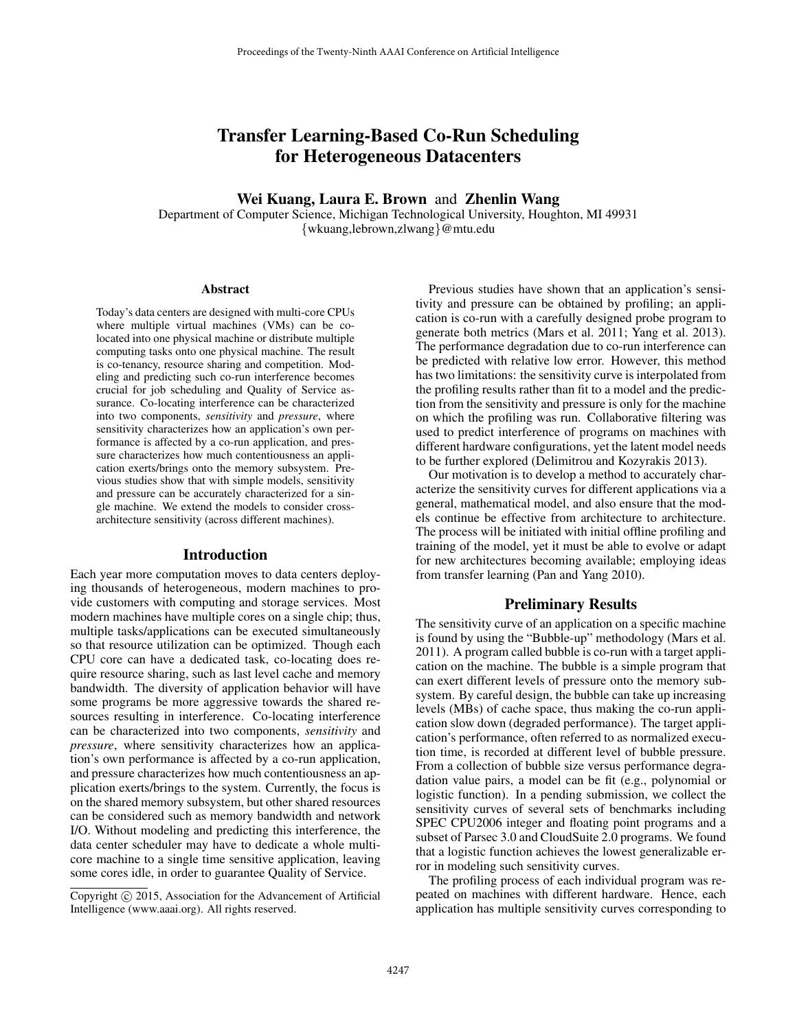# Transfer Learning-Based Co-Run Scheduling for Heterogeneous Datacenters

**Wei Kuang, Laura E. Brown** and **Zhenlin Wang**

Department of Computer Science, Michigan Technological University, Houghton, MI 49931

{wkuang,lebrown,zlwang}@mtu.edu

### Abstract

Today's data centers are designed with multi-core CPUs where multiple virtual machines (VMs) can be co-located into one physical machine or distribute multiple computing tasks onto one physical machine. The result is co-tenancy, resource sharing and competition. Modeling and predicting such co-run interference becomes crucial for job scheduling and Quality of Service assurance. Co-locating interference can be characterized into two components, *sensitivity* and *pressure*, where sensitivity characterizes how an application's own performance is affected by a co-run application, and pressure characterizes how much contentiousness an application exerts/brings onto the memory subsystem. Previous studies show that with simple models, sensitivity and pressure can be accurately characterized for a single machine. We extend the models to consider cross-architecture sensitivity (across different machines).

## Introduction

Each year more computation moves to data centers deploying thousands of heterogeneous, modern machines to provide customers with computing and storage services. Most modern machines have multiple cores on a single chip; thus, multiple tasks/applications can be executed simultaneously so that resource utilization can be optimized. Though each CPU core can have a dedicated task, co-locating does require resource sharing, such as last level cache and memory bandwidth. The diversity of application behavior will have some programs be more aggressive towards the shared resources resulting in interference. Co-locating interference can be characterized into two components, *sensitivity* and *pressure*, where sensitivity characterizes how an application's own performance is affected by a co-run application, and pressure characterizes how much contentiousness an application exerts/brings to the system. Currently, the focus is on the shared memory subsystem, but other shared resources can be considered such as memory bandwidth and network I/O. Without modeling and predicting this interference, the data center scheduler may have to dedicate a whole multi-core machine to a single time sensitive application, leaving some cores idle, in order to guarantee Quality of Service.

Copyright © 2015, Association for the Advancement of Artificial Intelligence (www.aaai.org). All rights reserved.

Previous studies have shown that an application's sensitivity and pressure can be obtained by profiling; an application is co-run with a carefully designed probe program to generate both metrics (Mars et al. 2011; Yang et al. 2013). The performance degradation due to co-run interference can be predicted with relative low error. However, this method has two limitations: the sensitivity curve is interpolated from the profiling results rather than fit to a model and the prediction from the sensitivity and pressure is only for the machine on which the profiling was run. Collaborative filtering was used to predict interference of programs on machines with different hardware configurations, yet the latent model needs to be further explored (Delimitrou and Kozyrakis 2013).

Our motivation is to develop a method to accurately characterize the sensitivity curves for different applications via a general, mathematical model, and also ensure that the models continue be effective from architecture to architecture. The process will be initiated with initial offline profiling and training of the model, yet it must be able to evolve or adapt for new architectures becoming available; employing ideas from transfer learning (Pan and Yang 2010).

## Preliminary Results

The sensitivity curve of an application on a specific machine is found by using the "Bubble-up" methodology (Mars et al. 2011). A program called bubble is co-run with a target application on the machine. The bubble is a simple program that can exert different levels of pressure onto the memory subsystem. By careful design, the bubble can take up increasing levels (MBs) of cache space, thus making the co-run application slow down (degraded performance). The target application's performance, often referred to as normalized execution time, is recorded at different level of bubble pressure. From a collection of bubble size versus performance degradation value pairs, a model can be fit (e.g., polynomial or logistic function). In a pending submission, we collect the sensitivity curves of several sets of benchmarks including SPEC CPU2006 integer and floating point programs and a subset of Parsec 3.0 and CloudSuite 2.0 programs. We found that a logistic function achieves the lowest generalizable error in modeling such sensitivity curves.

The profiling process of each individual program was repeated on machines with different hardware. Hence, each application has multiple sensitivity curves corresponding to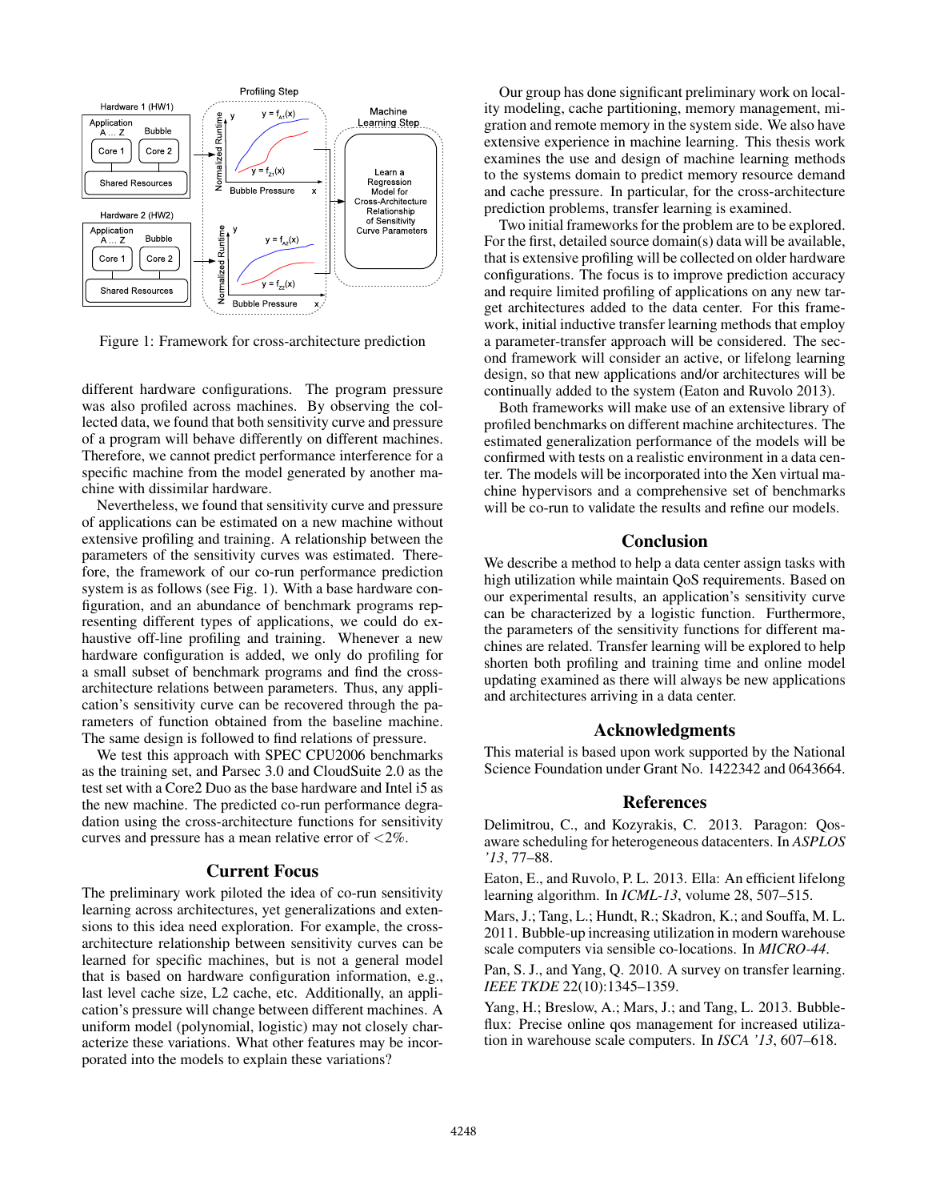Profiling Step

Hardware 1 (HW1)

Application A ... Z

Bubble

Core 1

Core 2

Shared Resources

Hardware 2 (HW2)

Application A ... Z

Bubble

Core 1

Core 2

Shared Resources

Normalized Runtime

y

$y = f_{A1}(x)$

$y = f_{Z1}(x)$

Bubble Pressure

x

Normalized Runtime

y

$y = f_{A2}(x)$

$y = f_{Z2}(x)$

Bubble Pressure

x

Machine Learning Step

Learn a Regression Model for Cross-Architecture Relationship of Sensitivity Curve Parameters

Figure 1: Framework for cross-architecture prediction

different hardware configurations. The program pressure was also profiled across machines. By observing the collected data, we found that both sensitivity curve and pressure of a program will behave differently on different machines. Therefore, we cannot predict performance interference for a specific machine from the model generated by another machine with dissimilar hardware.

Nevertheless, we found that sensitivity curve and pressure of applications can be estimated on a new machine without extensive profiling and training. A relationship between the parameters of the sensitivity curves was estimated. Therefore, the framework of our co-run performance prediction system is as follows (see Fig. 1). With a base hardware configuration, and an abundance of benchmark programs representing different types of applications, we could do exhaustive off-line profiling and training. Whenever a new hardware configuration is added, we only do profiling for a small subset of benchmark programs and find the cross-architecture relations between parameters. Thus, any application's sensitivity curve can be recovered through the parameters of function obtained from the baseline machine. The same design is followed to find relations of pressure.

We test this approach with SPEC CPU2006 benchmarks as the training set, and Parsec 3.0 and CloudSuite 2.0 as the test set with a Core2 Duo as the base hardware and Intel i5 as the new machine. The predicted co-run performance degradation using the cross-architecture functions for sensitivity curves and pressure has a mean relative error of $<2\%$.

## Current Focus

The preliminary work piloted the idea of co-run sensitivity learning across architectures, yet generalizations and extensions to this idea need exploration. For example, the cross-architecture relationship between sensitivity curves can be learned for specific machines, but is not a general model that is based on hardware configuration information, e.g., last level cache size, L2 cache, etc. Additionally, an application's pressure will change between different machines. A uniform model (polynomial, logistic) may not closely characterize these variations. What other features may be incorporated into the models to explain these variations?

Our group has done significant preliminary work on locality modeling, cache partitioning, memory management, migration and remote memory in the system side. We also have extensive experience in machine learning. This thesis work examines the use and design of machine learning methods to the systems domain to predict memory resource demand and cache pressure. In particular, for the cross-architecture prediction problems, transfer learning is examined.

Two initial frameworks for the problem are to be explored. For the first, detailed source domain(s) data will be available, that is extensive profiling will be collected on older hardware configurations. The focus is to improve prediction accuracy and require limited profiling of applications on any new target architectures added to the data center. For this framework, initial inductive transfer learning methods that employ a parameter-transfer approach will be considered. The second framework will consider an active, or lifelong learning design, so that new applications and/or architectures will be continually added to the system (Eaton and Ruvolo 2013).

Both frameworks will make use of an extensive library of profiled benchmarks on different machine architectures. The estimated generalization performance of the models will be confirmed with tests on a realistic environment in a data center. The models will be incorporated into the Xen virtual machine hypervisors and a comprehensive set of benchmarks will be co-run to validate the results and refine our models.

## Conclusion

We describe a method to help a data center assign tasks with high utilization while maintain QoS requirements. Based on our experimental results, an application's sensitivity curve can be characterized by a logistic function. Furthermore, the parameters of the sensitivity functions for different machines are related. Transfer learning will be explored to help shorten both profiling and training time and online model updating examined as there will always be new applications and architectures arriving in a data center.

## Acknowledgments

This material is based upon work supported by the National Science Foundation under Grant No. 1422342 and 0643664.

## References

Delimitrou, C., and Kozyrakis, C. 2013. Paragon: Qos-aware scheduling for heterogeneous datacenters. In *ASPLOS '13*, 77–88.

Eaton, E., and Ruvolo, P. L. 2013. Ella: An efficient lifelong learning algorithm. In *ICML-13*, volume 28, 507–515.

Mars, J.; Tang, L.; Hundt, R.; Skadron, K.; and Souffa, M. L. 2011. Bubble-up increasing utilization in modern warehouse scale computers via sensible co-locations. In *MICRO-44*.

Pan, S. J., and Yang, Q. 2010. A survey on transfer learning. *IEEE TKDE* 22(10):1345–1359.

Yang, H.; Breslow, A.; Mars, J.; and Tang, L. 2013. Bubble-flux: Precise online qos management for increased utilization in warehouse scale computers. In *ISCA '13*, 607–618.